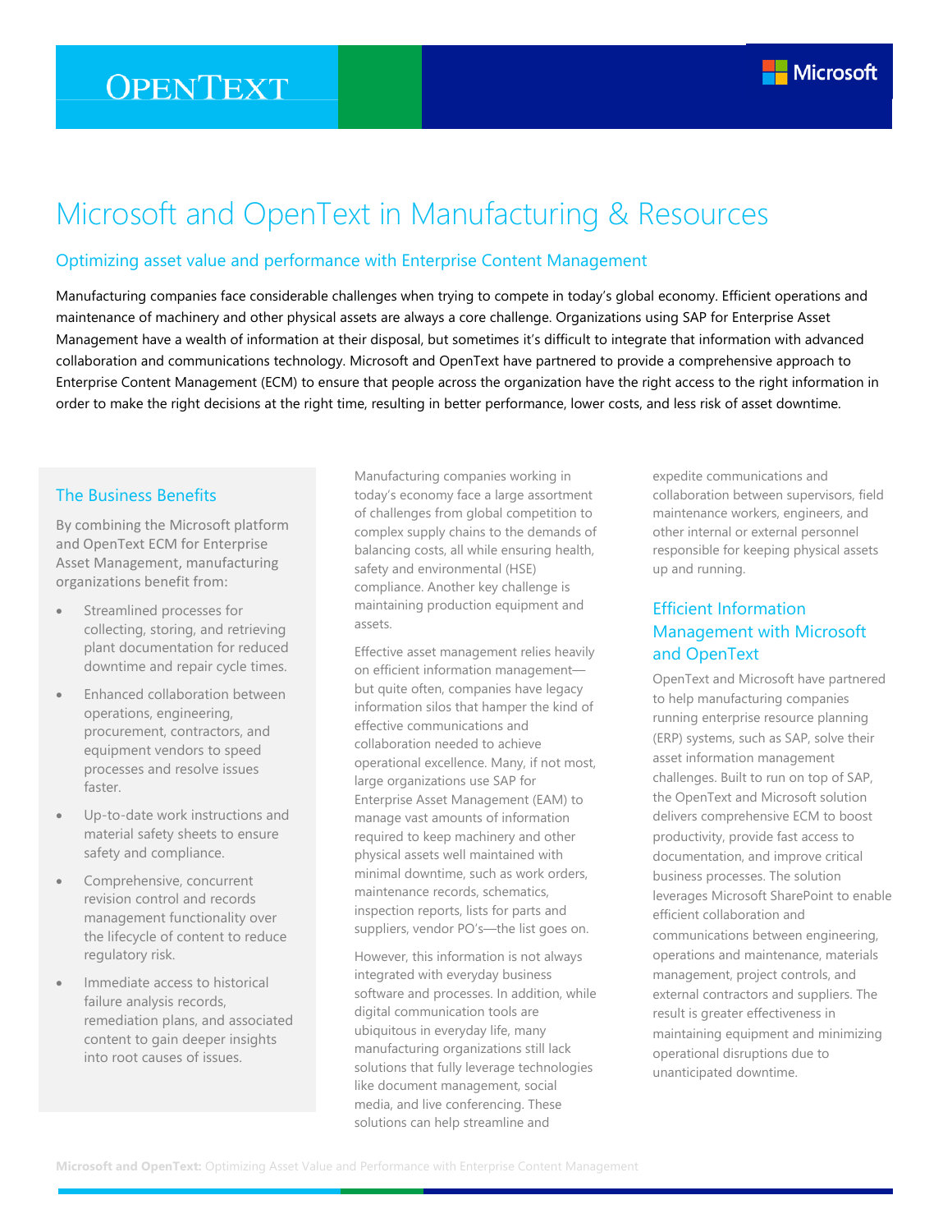# Microsoft and OpenText in Manufacturing & Resources

## Optimizing asset value and performance with Enterprise Content Management

Manufacturing companies face considerable challenges when trying to compete in today's global economy. Efficient operations and maintenance of machinery and other physical assets are always a core challenge. Organizations using SAP for Enterprise Asset Management have a wealth of information at their disposal, but sometimes it's difficult to integrate that information with advanced collaboration and communications technology. Microsoft and OpenText have partnered to provide a comprehensive approach to Enterprise Content Management (ECM) to ensure that people across the organization have the right access to the right information in order to make the right decisions at the right time, resulting in better performance, lower costs, and less risk of asset downtime.

### The Business Benefits

By combining the Microsoft platform and OpenText ECM for Enterprise Asset Management, manufacturing organizations benefit from:

- Streamlined processes for collecting, storing, and retrieving plant documentation for reduced downtime and repair cycle times.
- Enhanced collaboration between operations, engineering, procurement, contractors, and equipment vendors to speed processes and resolve issues faster.
- Up-to-date work instructions and material safety sheets to ensure safety and compliance.
- Comprehensive, concurrent revision control and records management functionality over the lifecycle of content to reduce regulatory risk.
- Immediate access to historical failure analysis records, remediation plans, and associated content to gain deeper insights into root causes of issues.

Manufacturing companies working in today's economy face a large assortment of challenges from global competition to complex supply chains to the demands of balancing costs, all while ensuring health, safety and environmental (HSE) compliance. Another key challenge is maintaining production equipment and assets.

Effective asset management relies heavily on efficient information management—but quite often, companies have legacy information silos that hamper the kind of effective communications and collaboration needed to achieve operational excellence. Many, if not most, large organizations use SAP for Enterprise Asset Management (EAM) to manage vast amounts of information required to keep machinery and other physical assets well maintained with minimal downtime, such as work orders, maintenance records, schematics, inspection reports, lists for parts and suppliers, vendor PO's—the list goes on.

However, this information is not always integrated with everyday business software and processes. In addition, while digital communication tools are ubiquitous in everyday life, many manufacturing organizations still lack solutions that fully leverage technologies like document management, social media, and live conferencing. These solutions can help streamline and expedite communications and collaboration between supervisors, field maintenance workers, engineers, and other internal or external personnel responsible for keeping physical assets up and running.

### Efficient Information Management with Microsoft and OpenText

OpenText and Microsoft have partnered to help manufacturing companies running enterprise resource planning (ERP) systems, such as SAP, solve their asset information management challenges. Built to run on top of SAP, the OpenText and Microsoft solution delivers comprehensive ECM to boost productivity, provide fast access to documentation, and improve critical business processes. The solution leverages Microsoft SharePoint to enable efficient collaboration and communications between engineering, operations and maintenance, materials management, project controls, and external contractors and suppliers. The result is greater effectiveness in maintaining equipment and minimizing operational disruptions due to unanticipated downtime.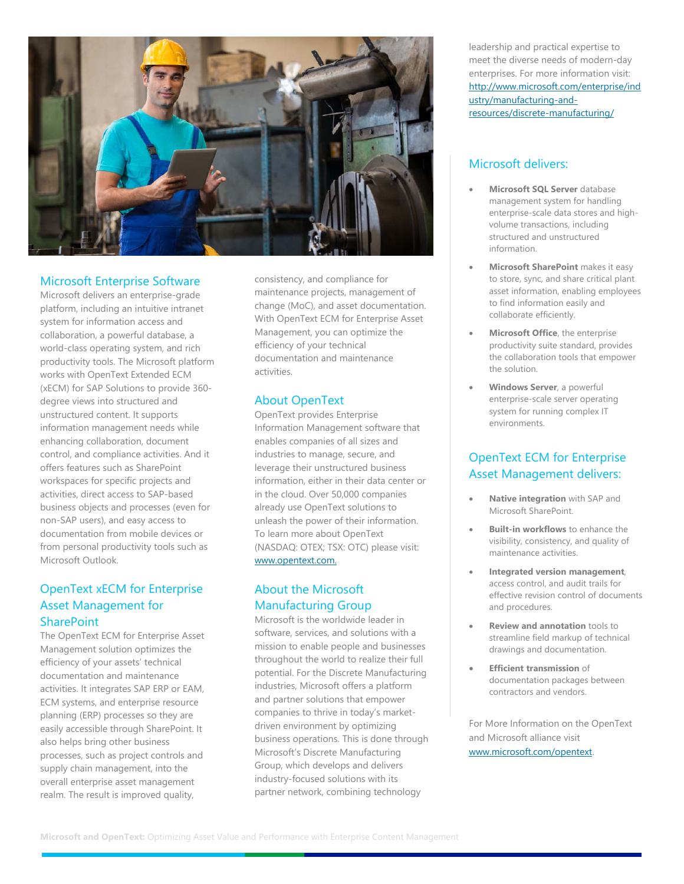## Microsoft Enterprise Software

Microsoft delivers an enterprise-grade platform, including an intuitive intranet system for information access and collaboration, a powerful database, a world-class operating system, and rich productivity tools. The Microsoft platform works with OpenText Extended ECM (xECM) for SAP Solutions to provide 360-degree views into structured and unstructured content. It supports information management needs while enhancing collaboration, document control, and compliance activities. And it offers features such as SharePoint workspaces for specific projects and activities, direct access to SAP-based business objects and processes (even for non-SAP users), and easy access to documentation from mobile devices or from personal productivity tools such as Microsoft Outlook.

## OpenText xECM for Enterprise Asset Management for SharePoint

The OpenText ECM for Enterprise Asset Management solution optimizes the efficiency of your assets' technical documentation and maintenance activities. It integrates SAP ERP or EAM, ECM systems, and enterprise resource planning (ERP) processes so they are easily accessible through SharePoint. It also helps bring other business processes, such as project controls and supply chain management, into the overall enterprise asset management realm. The result is improved quality, consistency, and compliance for maintenance projects, management of change (MoC), and asset documentation. With OpenText ECM for Enterprise Asset Management, you can optimize the efficiency of your technical documentation and maintenance activities.

## About OpenText

OpenText provides Enterprise Information Management software that enables companies of all sizes and industries to manage, secure, and leverage their unstructured business information, either in their data center or in the cloud. Over 50,000 companies already use OpenText solutions to unleash the power of their information. To learn more about OpenText (NASDAQ: OTEX; TSX: OTC) please visit: www.opentext.com.

## About the Microsoft Manufacturing Group

Microsoft is the worldwide leader in software, services, and solutions with a mission to enable people and businesses throughout the world to realize their full potential. For the Discrete Manufacturing industries, Microsoft offers a platform and partner solutions that empower companies to thrive in today's market-driven environment by optimizing business operations. This is done through Microsoft's Discrete Manufacturing Group, which develops and delivers industry-focused solutions with its partner network, combining technology leadership and practical expertise to meet the diverse needs of modern-day enterprises. For more information visit: http://www.microsoft.com/enterprise/industry/manufacturing-and-resources/discrete-manufacturing/

## Microsoft delivers:

- **Microsoft SQL Server** database management system for handling enterprise-scale data stores and high-volume transactions, including structured and unstructured information.
- **Microsoft SharePoint** makes it easy to store, sync, and share critical plant asset information, enabling employees to find information easily and collaborate efficiently.
- **Microsoft Office**, the enterprise productivity suite standard, provides the collaboration tools that empower the solution.
- **Windows Server**, a powerful enterprise-scale server operating system for running complex IT environments.

## OpenText ECM for Enterprise Asset Management delivers:

- **Native integration** with SAP and Microsoft SharePoint.
- **Built-in workflows** to enhance the visibility, consistency, and quality of maintenance activities.
- **Integrated version management**, access control, and audit trails for effective revision control of documents and procedures.
- **Review and annotation** tools to streamline field markup of technical drawings and documentation.
- **Efficient transmission** of documentation packages between contractors and vendors.

For More Information on the OpenText and Microsoft alliance visit www.microsoft.com/opentext.